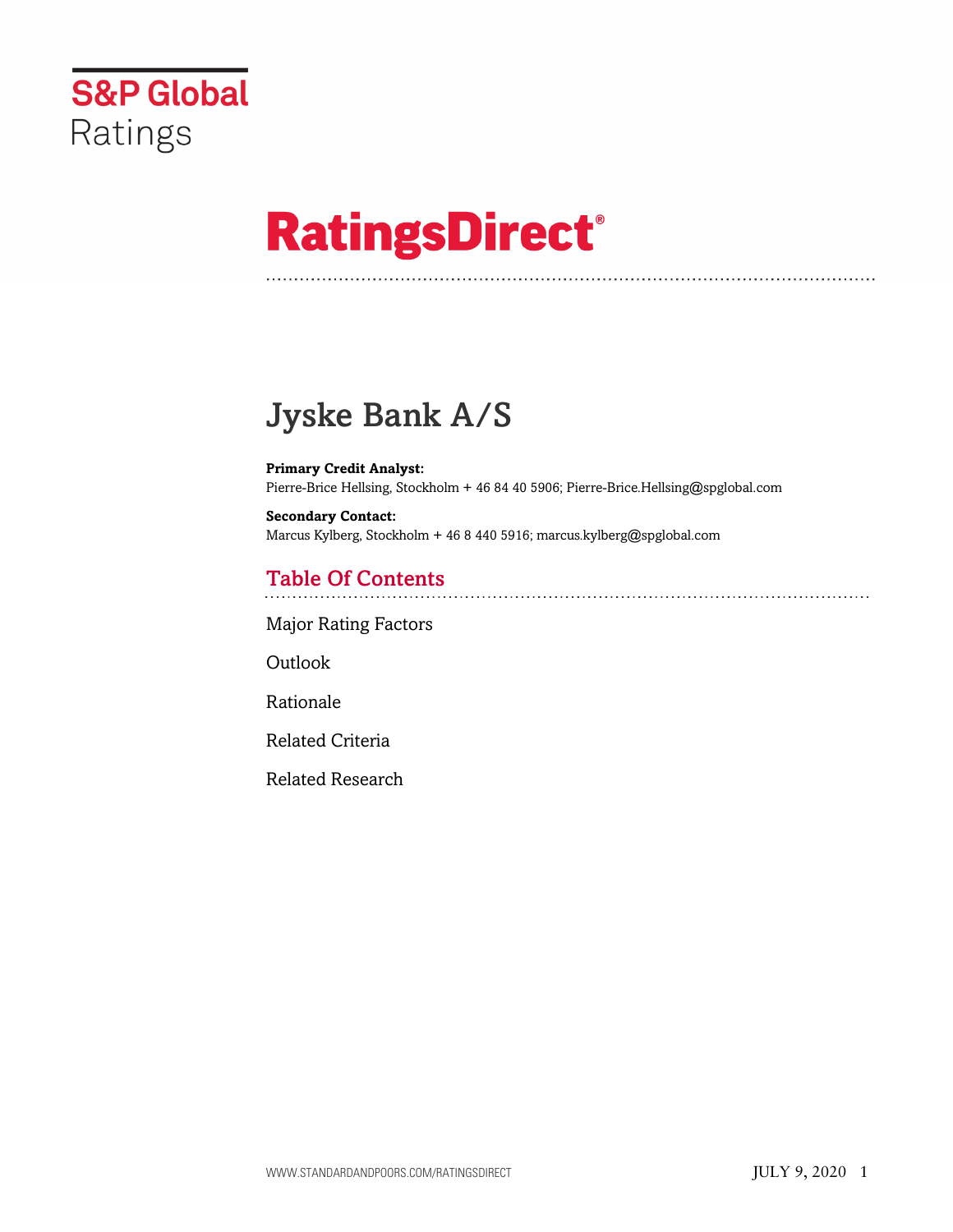S&P Global Ratings

# RatingsDirect®

# Jyske Bank A/S

**Primary Credit Analyst:**
Pierre-Brice Hellsing, Stockholm + 46 84 40 5906; Pierre-Brice.Hellsing@spglobal.com

**Secondary Contact:**
Marcus Kylberg, Stockholm + 46 8 440 5916; marcus.kylberg@spglobal.com

## Table Of Contents

Major Rating Factors

Outlook

Rationale

Related Criteria

Related Research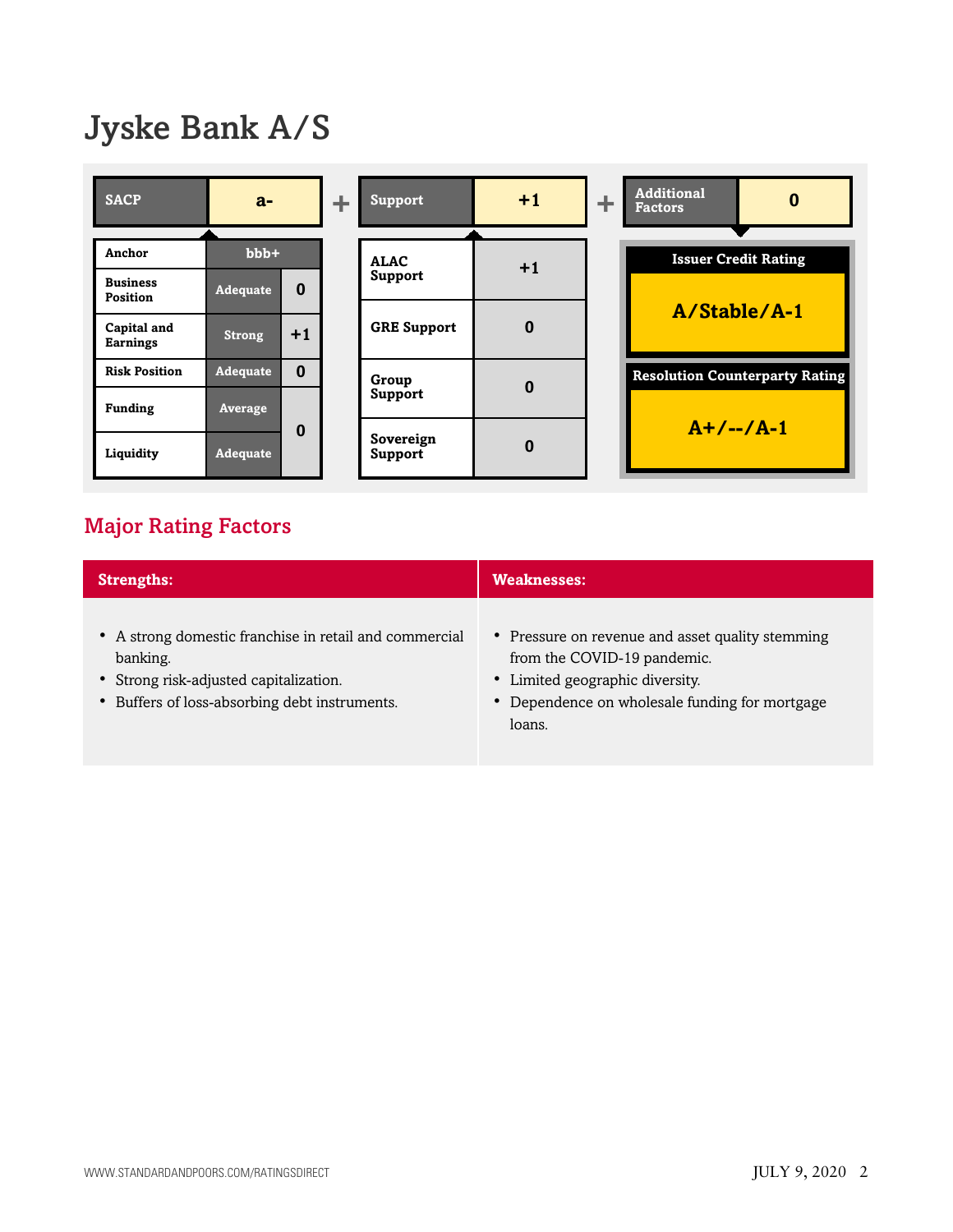# Jyske Bank A/S

| SACP | a- |
|---|---|
| Anchor | bbb+ | |
| Business Position | Adequate | 0 |
| Capital and Earnings | Strong | +1 |
| Risk Position | Adequate | 0 |
| Funding | Average | 0 |
| Liquidity | Adequate | |

\+

| Support | +1 |
|---|---|
| ALAC Support | +1 |
| GRE Support | 0 |
| Group Support | 0 |
| Sovereign Support | 0 |

\+

| Additional Factors | 0 |
|---|---|

| Issuer Credit Rating |
|---|
| A/Stable/A-1 |

| Resolution Counterparty Rating |
|---|
| A+/--/A-1 |

## Major Rating Factors

| Strengths: | Weaknesses: |
|---|---|
| • A strong domestic franchise in retail and commercial banking.<br>• Strong risk-adjusted capitalization.<br>• Buffers of loss-absorbing debt instruments. | • Pressure on revenue and asset quality stemming from the COVID-19 pandemic.<br>• Limited geographic diversity.<br>• Dependence on wholesale funding for mortgage loans. |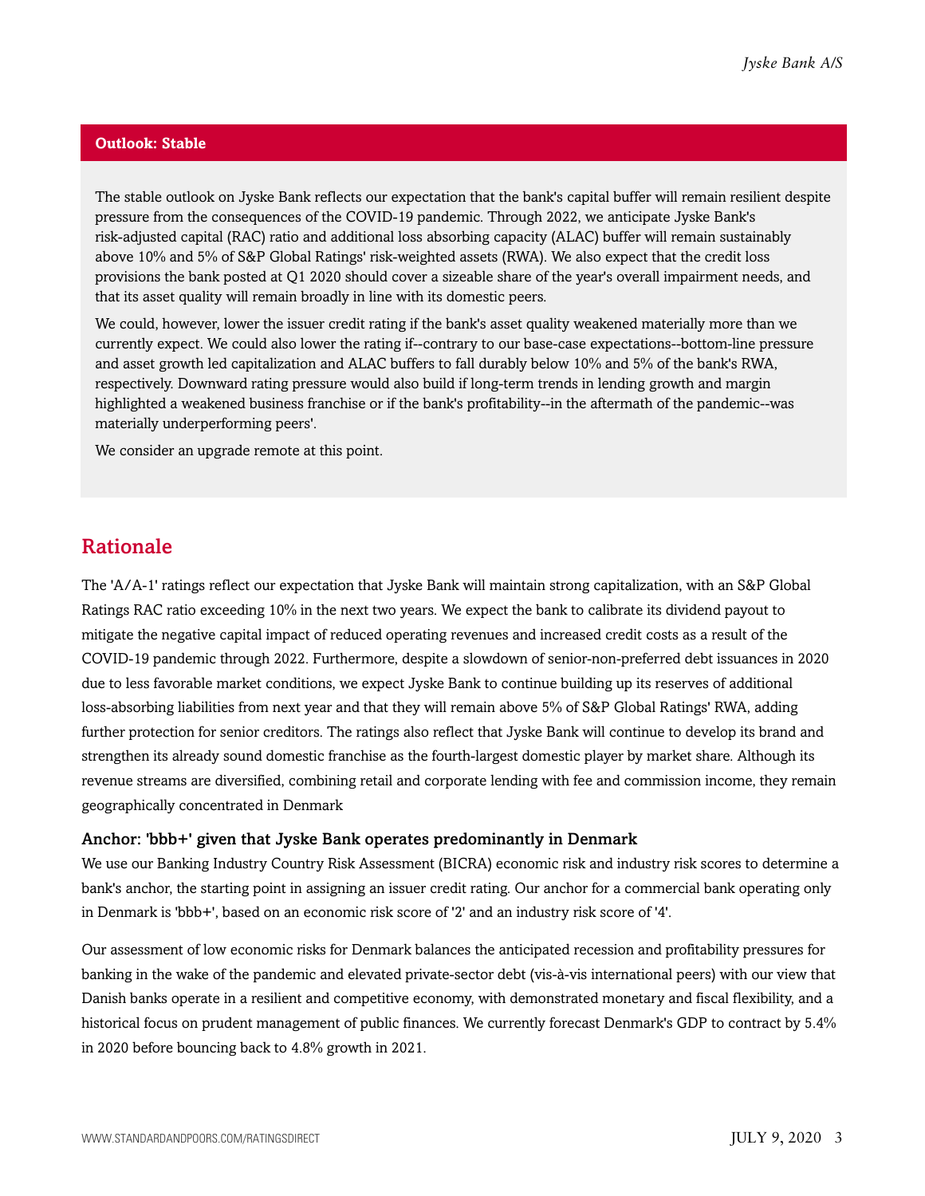## Outlook: Stable

The stable outlook on Jyske Bank reflects our expectation that the bank's capital buffer will remain resilient despite pressure from the consequences of the COVID-19 pandemic. Through 2022, we anticipate Jyske Bank's risk-adjusted capital (RAC) ratio and additional loss absorbing capacity (ALAC) buffer will remain sustainably above 10% and 5% of S&P Global Ratings' risk-weighted assets (RWA). We also expect that the credit loss provisions the bank posted at Q1 2020 should cover a sizeable share of the year's overall impairment needs, and that its asset quality will remain broadly in line with its domestic peers.

We could, however, lower the issuer credit rating if the bank's asset quality weakened materially more than we currently expect. We could also lower the rating if--contrary to our base-case expectations--bottom-line pressure and asset growth led capitalization and ALAC buffers to fall durably below 10% and 5% of the bank's RWA, respectively. Downward rating pressure would also build if long-term trends in lending growth and margin highlighted a weakened business franchise or if the bank's profitability--in the aftermath of the pandemic--was materially underperforming peers'.

We consider an upgrade remote at this point.

## Rationale

The 'A/A-1' ratings reflect our expectation that Jyske Bank will maintain strong capitalization, with an S&P Global Ratings RAC ratio exceeding 10% in the next two years. We expect the bank to calibrate its dividend payout to mitigate the negative capital impact of reduced operating revenues and increased credit costs as a result of the COVID-19 pandemic through 2022. Furthermore, despite a slowdown of senior-non-preferred debt issuances in 2020 due to less favorable market conditions, we expect Jyske Bank to continue building up its reserves of additional loss-absorbing liabilities from next year and that they will remain above 5% of S&P Global Ratings' RWA, adding further protection for senior creditors. The ratings also reflect that Jyske Bank will continue to develop its brand and strengthen its already sound domestic franchise as the fourth-largest domestic player by market share. Although its revenue streams are diversified, combining retail and corporate lending with fee and commission income, they remain geographically concentrated in Denmark

### Anchor: 'bbb+' given that Jyske Bank operates predominantly in Denmark

We use our Banking Industry Country Risk Assessment (BICRA) economic risk and industry risk scores to determine a bank's anchor, the starting point in assigning an issuer credit rating. Our anchor for a commercial bank operating only in Denmark is 'bbb+', based on an economic risk score of '2' and an industry risk score of '4'.

Our assessment of low economic risks for Denmark balances the anticipated recession and profitability pressures for banking in the wake of the pandemic and elevated private-sector debt (vis-à-vis international peers) with our view that Danish banks operate in a resilient and competitive economy, with demonstrated monetary and fiscal flexibility, and a historical focus on prudent management of public finances. We currently forecast Denmark's GDP to contract by 5.4% in 2020 before bouncing back to 4.8% growth in 2021.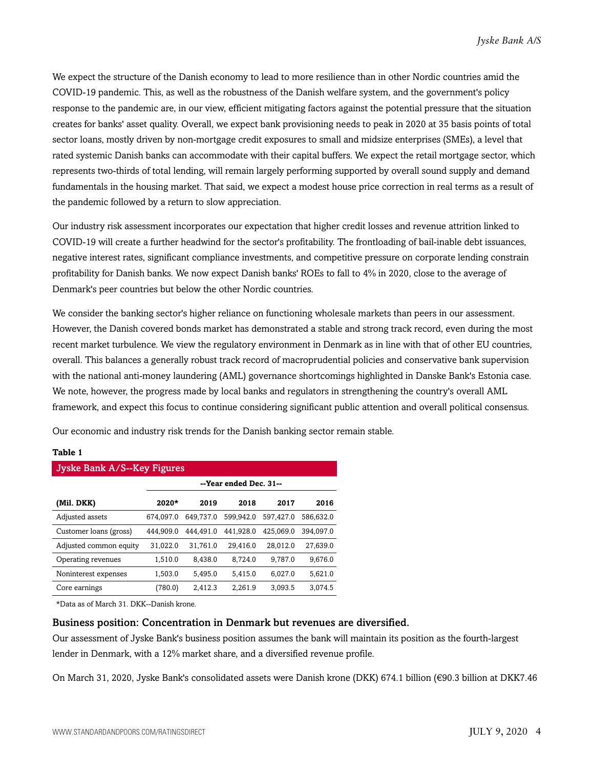We expect the structure of the Danish economy to lead to more resilience than in other Nordic countries amid the COVID-19 pandemic. This, as well as the robustness of the Danish welfare system, and the government's policy response to the pandemic are, in our view, efficient mitigating factors against the potential pressure that the situation creates for banks' asset quality. Overall, we expect bank provisioning needs to peak in 2020 at 35 basis points of total sector loans, mostly driven by non-mortgage credit exposures to small and midsize enterprises (SMEs), a level that rated systemic Danish banks can accommodate with their capital buffers. We expect the retail mortgage sector, which represents two-thirds of total lending, will remain largely performing supported by overall sound supply and demand fundamentals in the housing market. That said, we expect a modest house price correction in real terms as a result of the pandemic followed by a return to slow appreciation.

Our industry risk assessment incorporates our expectation that higher credit losses and revenue attrition linked to COVID-19 will create a further headwind for the sector's profitability. The frontloading of bail-inable debt issuances, negative interest rates, significant compliance investments, and competitive pressure on corporate lending constrain profitability for Danish banks. We now expect Danish banks' ROEs to fall to 4% in 2020, close to the average of Denmark's peer countries but below the other Nordic countries.

We consider the banking sector's higher reliance on functioning wholesale markets than peers in our assessment. However, the Danish covered bonds market has demonstrated a stable and strong track record, even during the most recent market turbulence. We view the regulatory environment in Denmark as in line with that of other EU countries, overall. This balances a generally robust track record of macroprudential policies and conservative bank supervision with the national anti-money laundering (AML) governance shortcomings highlighted in Danske Bank's Estonia case. We note, however, the progress made by local banks and regulators in strengthening the country's overall AML framework, and expect this focus to continue considering significant public attention and overall political consensus.

Our economic and industry risk trends for the Danish banking sector remain stable.

**Table 1**

| Jyske Bank A/S--Key Figures | | | | | |
|---|---|---|---|---|---|
| | --Year ended Dec. 31-- | | | | |
| **(Mil. DKK)** | **2020*** | **2019** | **2018** | **2017** | **2016** |
| Adjusted assets | 674,097.0 | 649,737.0 | 599,942.0 | 597,427.0 | 586,632.0 |
| Customer loans (gross) | 444,909.0 | 444,491.0 | 441,928.0 | 425,069.0 | 394,097.0 |
| Adjusted common equity | 31,022.0 | 31,761.0 | 29,416.0 | 28,012.0 | 27,639.0 |
| Operating revenues | 1,510.0 | 8,438.0 | 8,724.0 | 9,787.0 | 9,676.0 |
| Noninterest expenses | 1,503.0 | 5,495.0 | 5,415.0 | 6,027.0 | 5,621.0 |
| Core earnings | (780.0) | 2,412.3 | 2,261.9 | 3,093.5 | 3,074.5 |

*Data as of March 31. DKK--Danish krone.

### Business position: Concentration in Denmark but revenues are diversified.

Our assessment of Jyske Bank's business position assumes the bank will maintain its position as the fourth-largest lender in Denmark, with a 12% market share, and a diversified revenue profile.

On March 31, 2020, Jyske Bank's consolidated assets were Danish krone (DKK) 674.1 billion (€90.3 billion at DKK7.46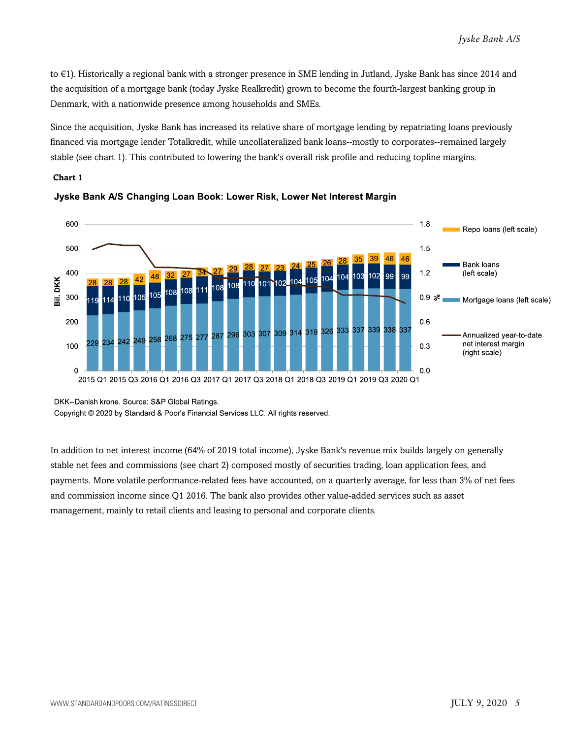to €1). Historically a regional bank with a stronger presence in SME lending in Jutland, Jyske Bank has since 2014 and the acquisition of a mortgage bank (today Jyske Realkredit) grown to become the fourth-largest banking group in Denmark, with a nationwide presence among households and SMEs.

Since the acquisition, Jyske Bank has increased its relative share of mortgage lending by repatriating loans previously financed via mortgage lender Totalkredit, while uncollateralized bank loans--mostly to corporates--remained largely stable (see chart 1). This contributed to lowering the bank's overall risk profile and reducing topline margins.

**Chart 1**

**Jyske Bank A/S Changing Loan Book: Lower Risk, Lower Net Interest Margin**

| Quarter | Mortgage loans (Bil. DKK) | Bank loans (Bil. DKK) | Repo loans (Bil. DKK) |
|---|---|---|---|
| 2015 Q1 | 229 | 119 | 28 |
| 2015 Q2 | 234 | 114 | 28 |
| 2015 Q3 | 242 | 110 | 28 |
| 2015 Q4 | 249 | 105 | 42 |
| 2016 Q1 | 258 | 105 | 48 |
| 2016 Q2 | 268 | 108 | 32 |
| 2016 Q3 | 275 | 108 | 27 |
| 2016 Q4 | 277 | 111 | 34 |
| 2017 Q1 | 287 | 108 | 27 |
| 2017 Q2 | 296 | 108 | 29 |
| 2017 Q3 | 303 | 110 | 28 |
| 2017 Q4 | 307 | 101 | 27 |
| 2018 Q1 | 309 | 102 | 23 |
| 2018 Q2 | 314 | 104 | 24 |
| 2018 Q3 | 319 | 105 | 25 |
| 2018 Q4 | 326 | 104 | 26 |
| 2019 Q1 | 333 | 104 | 28 |
| 2019 Q2 | 337 | 103 | 35 |
| 2019 Q3 | 339 | 102 | 39 |
| 2019 Q4 | 338 | 99 | 46 |
| 2020 Q1 | 337 | 99 | 46 |

Left scale: Bil. DKK. Right scale: Annualized year-to-date net interest margin (%).

DKK--Danish krone. Source: S&P Global Ratings.

Copyright © 2020 by Standard & Poor's Financial Services LLC. All rights reserved.

In addition to net interest income (64% of 2019 total income), Jyske Bank's revenue mix builds largely on generally stable net fees and commissions (see chart 2) composed mostly of securities trading, loan application fees, and payments. More volatile performance-related fees have accounted, on a quarterly average, for less than 3% of net fees and commission income since Q1 2016. The bank also provides other value-added services such as asset management, mainly to retail clients and leasing to personal and corporate clients.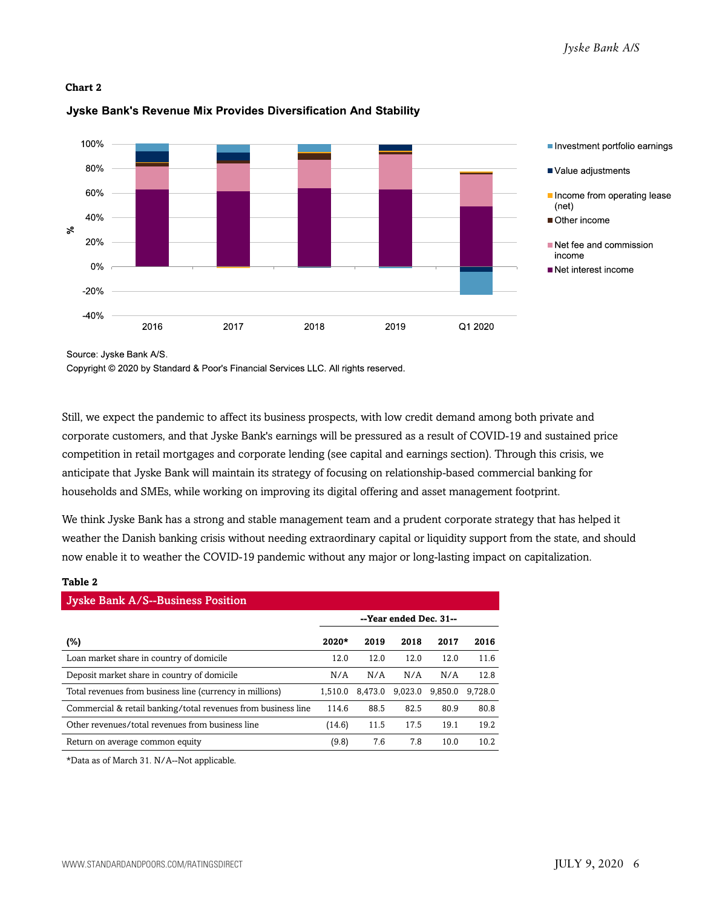**Chart 2**

**Jyske Bank's Revenue Mix Provides Diversification And Stability**

Source: Jyske Bank A/S.

Copyright © 2020 by Standard & Poor's Financial Services LLC. All rights reserved.

Still, we expect the pandemic to affect its business prospects, with low credit demand among both private and corporate customers, and that Jyske Bank's earnings will be pressured as a result of COVID-19 and sustained price competition in retail mortgages and corporate lending (see capital and earnings section). Through this crisis, we anticipate that Jyske Bank will maintain its strategy of focusing on relationship-based commercial banking for households and SMEs, while working on improving its digital offering and asset management footprint.

We think Jyske Bank has a strong and stable management team and a prudent corporate strategy that has helped it weather the Danish banking crisis without needing extraordinary capital or liquidity support from the state, and should now enable it to weather the COVID-19 pandemic without any major or long-lasting impact on capitalization.

**Table 2**

| Jyske Bank A/S--Business Position | | | | | |
|---|---|---|---|---|---|
| | --Year ended Dec. 31-- | | | | |
| (%) | 2020* | 2019 | 2018 | 2017 | 2016 |
| Loan market share in country of domicile | 12.0 | 12.0 | 12.0 | 12.0 | 11.6 |
| Deposit market share in country of domicile | N/A | N/A | N/A | N/A | 12.8 |
| Total revenues from business line (currency in millions) | 1,510.0 | 8,473.0 | 9,023.0 | 9,850.0 | 9,728.0 |
| Commercial & retail banking/total revenues from business line | 114.6 | 88.5 | 82.5 | 80.9 | 80.8 |
| Other revenues/total revenues from business line | (14.6) | 11.5 | 17.5 | 19.1 | 19.2 |
| Return on average common equity | (9.8) | 7.6 | 7.8 | 10.0 | 10.2 |

*Data as of March 31. N/A--Not applicable.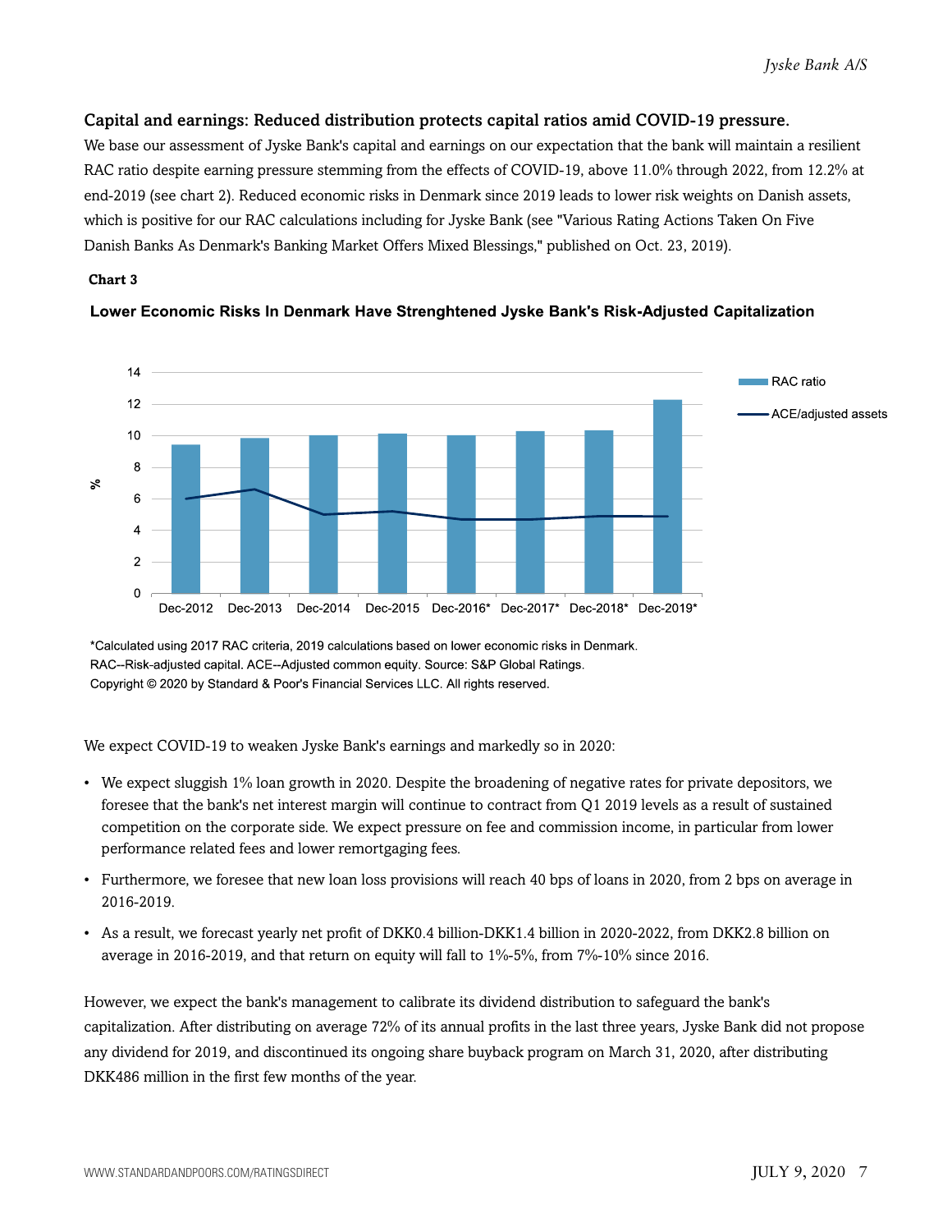### Capital and earnings: Reduced distribution protects capital ratios amid COVID-19 pressure.

We base our assessment of Jyske Bank's capital and earnings on our expectation that the bank will maintain a resilient RAC ratio despite earning pressure stemming from the effects of COVID-19, above 11.0% through 2022, from 12.2% at end-2019 (see chart 2). Reduced economic risks in Denmark since 2019 leads to lower risk weights on Danish assets, which is positive for our RAC calculations including for Jyske Bank (see "Various Rating Actions Taken On Five Danish Banks As Denmark's Banking Market Offers Mixed Blessings," published on Oct. 23, 2019).

**Chart 3**

**Lower Economic Risks In Denmark Have Strenghtened Jyske Bank's Risk-Adjusted Capitalization**

*Calculated using 2017 RAC criteria, 2019 calculations based on lower economic risks in Denmark.
RAC--Risk-adjusted capital. ACE--Adjusted common equity. Source: S&P Global Ratings.
Copyright © 2020 by Standard & Poor's Financial Services LLC. All rights reserved.

We expect COVID-19 to weaken Jyske Bank's earnings and markedly so in 2020:

- We expect sluggish 1% loan growth in 2020. Despite the broadening of negative rates for private depositors, we foresee that the bank's net interest margin will continue to contract from Q1 2019 levels as a result of sustained competition on the corporate side. We expect pressure on fee and commission income, in particular from lower performance related fees and lower remortgaging fees.
- Furthermore, we foresee that new loan loss provisions will reach 40 bps of loans in 2020, from 2 bps on average in 2016-2019.
- As a result, we forecast yearly net profit of DKK0.4 billion-DKK1.4 billion in 2020-2022, from DKK2.8 billion on average in 2016-2019, and that return on equity will fall to 1%-5%, from 7%-10% since 2016.

However, we expect the bank's management to calibrate its dividend distribution to safeguard the bank's capitalization. After distributing on average 72% of its annual profits in the last three years, Jyske Bank did not propose any dividend for 2019, and discontinued its ongoing share buyback program on March 31, 2020, after distributing DKK486 million in the first few months of the year.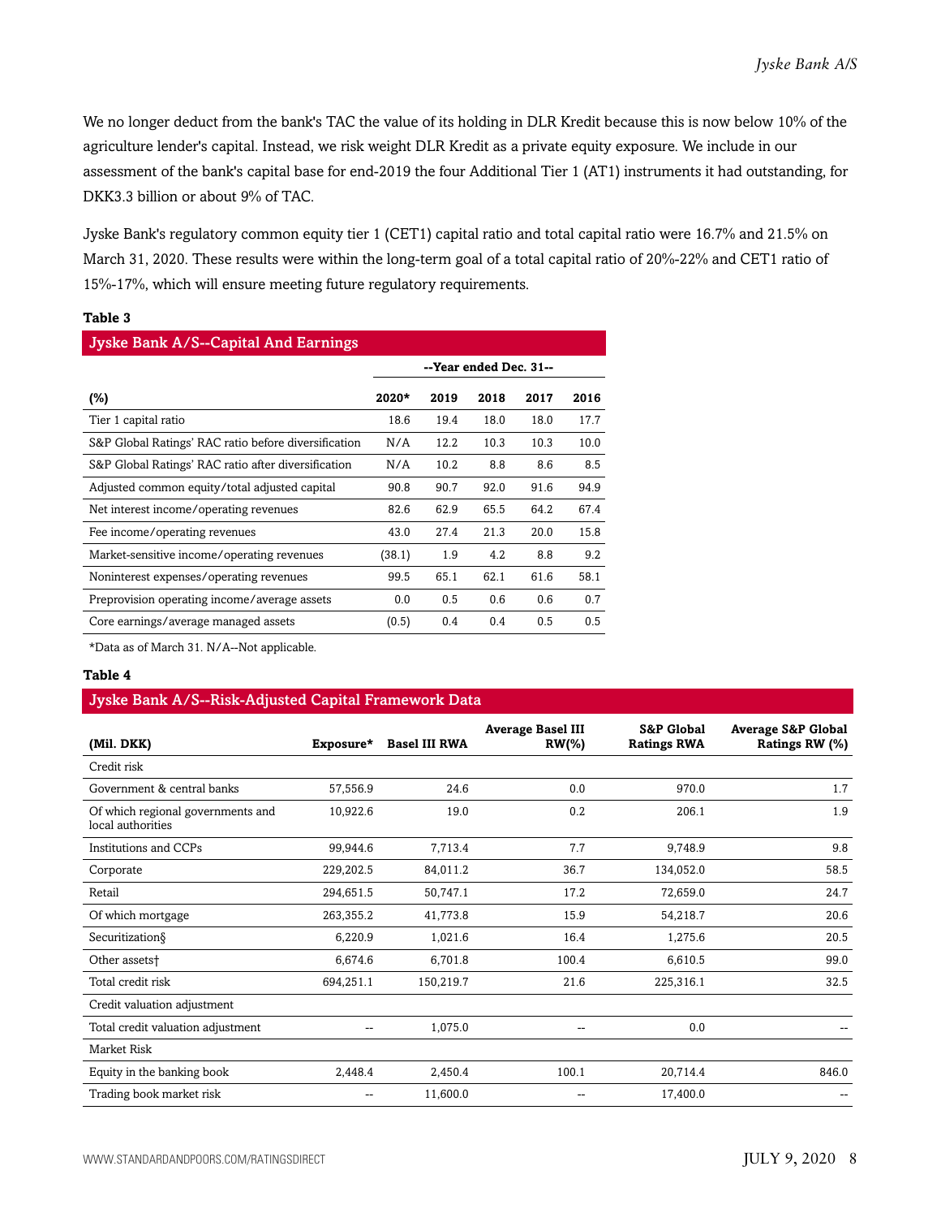We no longer deduct from the bank's TAC the value of its holding in DLR Kredit because this is now below 10% of the agriculture lender's capital. Instead, we risk weight DLR Kredit as a private equity exposure. We include in our assessment of the bank's capital base for end-2019 the four Additional Tier 1 (AT1) instruments it had outstanding, for DKK3.3 billion or about 9% of TAC.

Jyske Bank's regulatory common equity tier 1 (CET1) capital ratio and total capital ratio were 16.7% and 21.5% on March 31, 2020. These results were within the long-term goal of a total capital ratio of 20%-22% and CET1 ratio of 15%-17%, which will ensure meeting future regulatory requirements.

**Table 3**

**Jyske Bank A/S--Capital And Earnings**

| | --Year ended Dec. 31-- | | | | |
|---|---|---|---|---|---|
| (%) | 2020* | 2019 | 2018 | 2017 | 2016 |
| Tier 1 capital ratio | 18.6 | 19.4 | 18.0 | 18.0 | 17.7 |
| S&P Global Ratings' RAC ratio before diversification | N/A | 12.2 | 10.3 | 10.3 | 10.0 |
| S&P Global Ratings' RAC ratio after diversification | N/A | 10.2 | 8.8 | 8.6 | 8.5 |
| Adjusted common equity/total adjusted capital | 90.8 | 90.7 | 92.0 | 91.6 | 94.9 |
| Net interest income/operating revenues | 82.6 | 62.9 | 65.5 | 64.2 | 67.4 |
| Fee income/operating revenues | 43.0 | 27.4 | 21.3 | 20.0 | 15.8 |
| Market-sensitive income/operating revenues | (38.1) | 1.9 | 4.2 | 8.8 | 9.2 |
| Noninterest expenses/operating revenues | 99.5 | 65.1 | 62.1 | 61.6 | 58.1 |
| Preprovision operating income/average assets | 0.0 | 0.5 | 0.6 | 0.6 | 0.7 |
| Core earnings/average managed assets | (0.5) | 0.4 | 0.4 | 0.5 | 0.5 |

*Data as of March 31. N/A--Not applicable.

**Table 4**

**Jyske Bank A/S--Risk-Adjusted Capital Framework Data**

| (Mil. DKK) | Exposure* | Basel III RWA | Average Basel III RW(%) | S&P Global Ratings RWA | Average S&P Global Ratings RW (%) |
|---|---|---|---|---|---|
| Credit risk | | | | | |
| Government & central banks | 57,556.9 | 24.6 | 0.0 | 970.0 | 1.7 |
| Of which regional governments and local authorities | 10,922.6 | 19.0 | 0.2 | 206.1 | 1.9 |
| Institutions and CCPs | 99,944.6 | 7,713.4 | 7.7 | 9,748.9 | 9.8 |
| Corporate | 229,202.5 | 84,011.2 | 36.7 | 134,052.0 | 58.5 |
| Retail | 294,651.5 | 50,747.1 | 17.2 | 72,659.0 | 24.7 |
| Of which mortgage | 263,355.2 | 41,773.8 | 15.9 | 54,218.7 | 20.6 |
| Securitization§ | 6,220.9 | 1,021.6 | 16.4 | 1,275.6 | 20.5 |
| Other assets† | 6,674.6 | 6,701.8 | 100.4 | 6,610.5 | 99.0 |
| Total credit risk | 694,251.1 | 150,219.7 | 21.6 | 225,316.1 | 32.5 |
| Credit valuation adjustment | | | | | |
| Total credit valuation adjustment | -- | 1,075.0 | -- | 0.0 | -- |
| Market Risk | | | | | |
| Equity in the banking book | 2,448.4 | 2,450.4 | 100.1 | 20,714.4 | 846.0 |
| Trading book market risk | -- | 11,600.0 | -- | 17,400.0 | -- |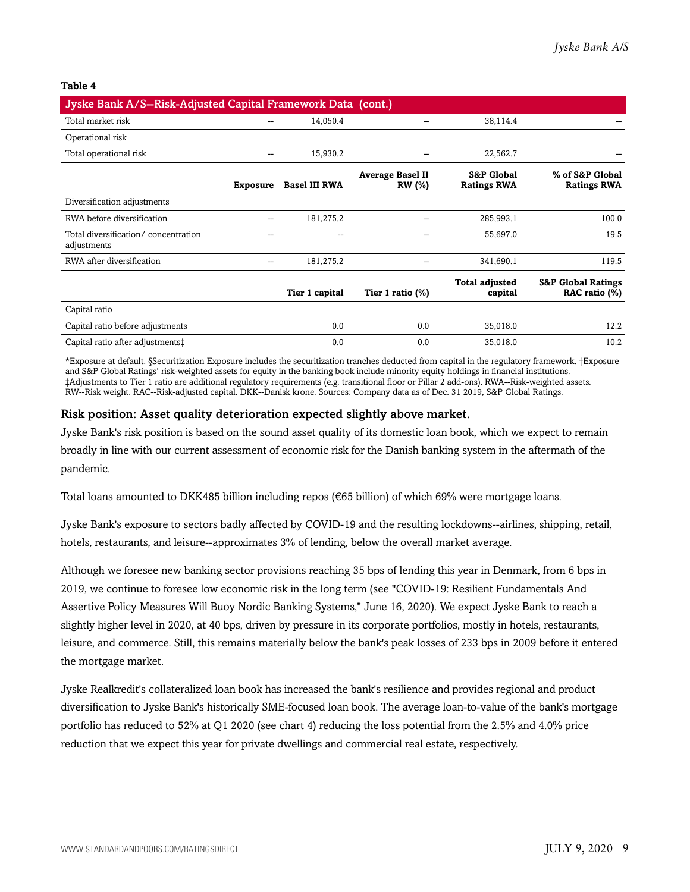**Table 4**

| Jyske Bank A/S--Risk-Adjusted Capital Framework Data (cont.) | | | | | |
|---|---|---|---|---|---|
| Total market risk | -- | 14,050.4 | -- | 38,114.4 | -- |
| Operational risk | | | | | |
| Total operational risk | -- | 15,930.2 | -- | 22,562.7 | -- |
| | **Exposure** | **Basel III RWA** | **Average Basel II RW (%)** | **S&P Global Ratings RWA** | **% of S&P Global Ratings RWA** |
| Diversification adjustments | | | | | |
| RWA before diversification | -- | 181,275.2 | -- | 285,993.1 | 100.0 |
| Total diversification/ concentration adjustments | -- | -- | -- | 55,697.0 | 19.5 |
| RWA after diversification | -- | 181,275.2 | -- | 341,690.1 | 119.5 |
| | | **Tier 1 capital** | **Tier 1 ratio (%)** | **Total adjusted capital** | **S&P Global Ratings RAC ratio (%)** |
| Capital ratio | | | | | |
| Capital ratio before adjustments | | 0.0 | 0.0 | 35,018.0 | 12.2 |
| Capital ratio after adjustments‡ | | 0.0 | 0.0 | 35,018.0 | 10.2 |

*Exposure at default. §Securitization Exposure includes the securitization tranches deducted from capital in the regulatory framework. †Exposure and S&P Global Ratings' risk-weighted assets for equity in the banking book include minority equity holdings in financial institutions. ‡Adjustments to Tier 1 ratio are additional regulatory requirements (e.g. transitional floor or Pillar 2 add-ons). RWA--Risk-weighted assets. RW--Risk weight. RAC--Risk-adjusted capital. DKK--Danish krone. Sources: Company data as of Dec. 31 2019, S&P Global Ratings.

## Risk position: Asset quality deterioration expected slightly above market.

Jyske Bank's risk position is based on the sound asset quality of its domestic loan book, which we expect to remain broadly in line with our current assessment of economic risk for the Danish banking system in the aftermath of the pandemic.

Total loans amounted to DKK485 billion including repos (€65 billion) of which 69% were mortgage loans.

Jyske Bank's exposure to sectors badly affected by COVID-19 and the resulting lockdowns--airlines, shipping, retail, hotels, restaurants, and leisure--approximates 3% of lending, below the overall market average.

Although we foresee new banking sector provisions reaching 35 bps of lending this year in Denmark, from 6 bps in 2019, we continue to foresee low economic risk in the long term (see "COVID-19: Resilient Fundamentals And Assertive Policy Measures Will Buoy Nordic Banking Systems," June 16, 2020). We expect Jyske Bank to reach a slightly higher level in 2020, at 40 bps, driven by pressure in its corporate portfolios, mostly in hotels, restaurants, leisure, and commerce. Still, this remains materially below the bank's peak losses of 233 bps in 2009 before it entered the mortgage market.

Jyske Realkredit's collateralized loan book has increased the bank's resilience and provides regional and product diversification to Jyske Bank's historically SME-focused loan book. The average loan-to-value of the bank's mortgage portfolio has reduced to 52% at Q1 2020 (see chart 4) reducing the loss potential from the 2.5% and 4.0% price reduction that we expect this year for private dwellings and commercial real estate, respectively.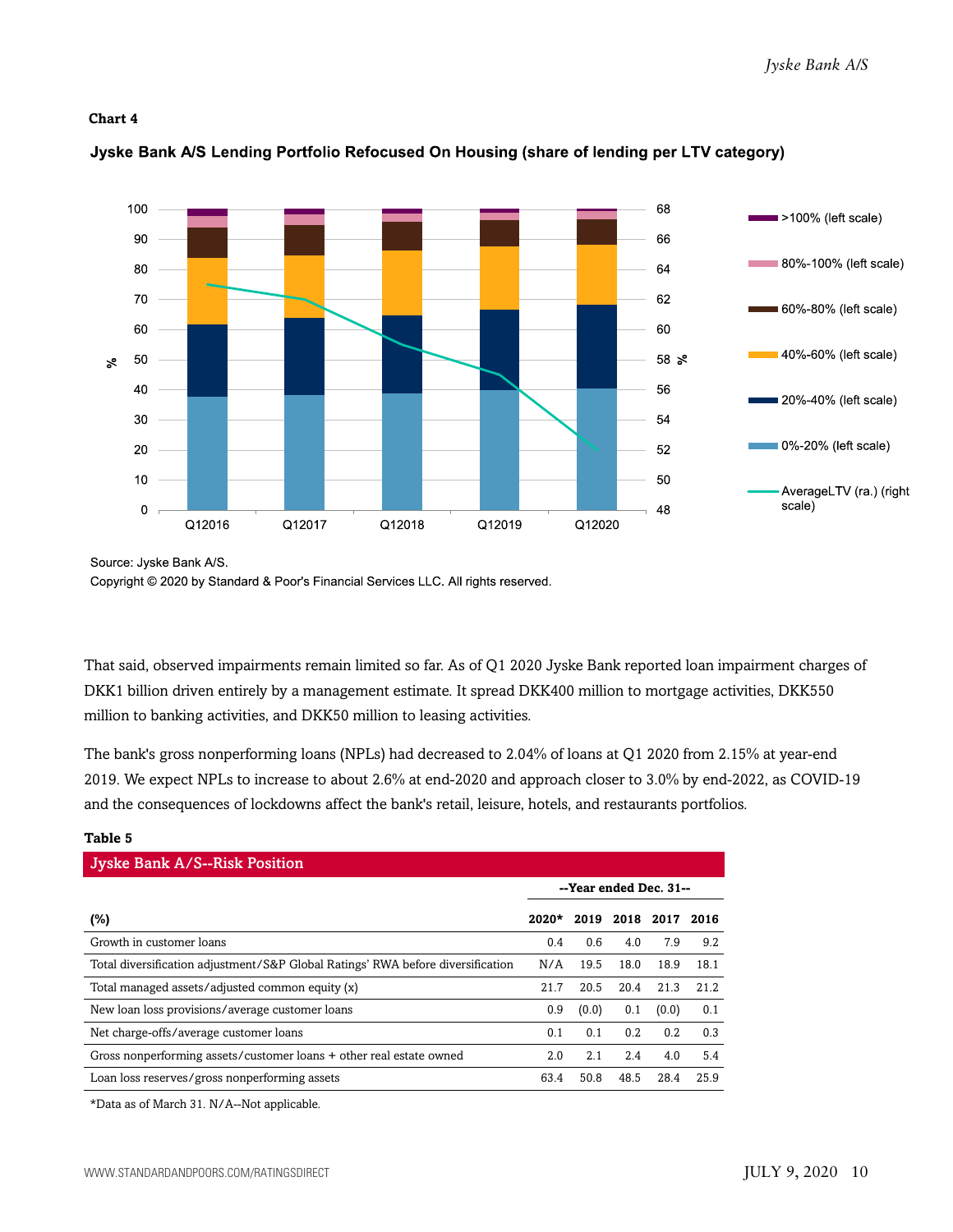**Chart 4**

**Jyske Bank A/S Lending Portfolio Refocused On Housing (share of lending per LTV category)**

Source: Jyske Bank A/S.

Copyright © 2020 by Standard & Poor's Financial Services LLC. All rights reserved.

That said, observed impairments remain limited so far. As of Q1 2020 Jyske Bank reported loan impairment charges of DKK1 billion driven entirely by a management estimate. It spread DKK400 million to mortgage activities, DKK550 million to banking activities, and DKK50 million to leasing activities.

The bank's gross nonperforming loans (NPLs) had decreased to 2.04% of loans at Q1 2020 from 2.15% at year-end 2019. We expect NPLs to increase to about 2.6% at end-2020 and approach closer to 3.0% by end-2022, as COVID-19 and the consequences of lockdowns affect the bank's retail, leisure, hotels, and restaurants portfolios.

**Table 5**

**Jyske Bank A/S--Risk Position**

| | --Year ended Dec. 31-- | | | | |
|---|---|---|---|---|---|
| (%) | 2020* | 2019 | 2018 | 2017 | 2016 |
| Growth in customer loans | 0.4 | 0.6 | 4.0 | 7.9 | 9.2 |
| Total diversification adjustment/S&P Global Ratings' RWA before diversification | N/A | 19.5 | 18.0 | 18.9 | 18.1 |
| Total managed assets/adjusted common equity (x) | 21.7 | 20.5 | 20.4 | 21.3 | 21.2 |
| New loan loss provisions/average customer loans | 0.9 | (0.0) | 0.1 | (0.0) | 0.1 |
| Net charge-offs/average customer loans | 0.1 | 0.1 | 0.2 | 0.2 | 0.3 |
| Gross nonperforming assets/customer loans + other real estate owned | 2.0 | 2.1 | 2.4 | 4.0 | 5.4 |
| Loan loss reserves/gross nonperforming assets | 63.4 | 50.8 | 48.5 | 28.4 | 25.9 |

*Data as of March 31. N/A--Not applicable.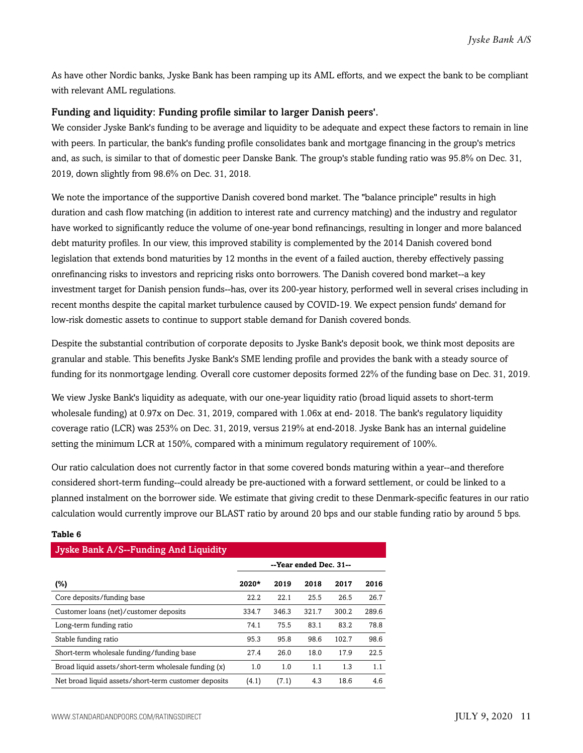As have other Nordic banks, Jyske Bank has been ramping up its AML efforts, and we expect the bank to be compliant with relevant AML regulations.

### Funding and liquidity: Funding profile similar to larger Danish peers'.

We consider Jyske Bank's funding to be average and liquidity to be adequate and expect these factors to remain in line with peers. In particular, the bank's funding profile consolidates bank and mortgage financing in the group's metrics and, as such, is similar to that of domestic peer Danske Bank. The group's stable funding ratio was 95.8% on Dec. 31, 2019, down slightly from 98.6% on Dec. 31, 2018.

We note the importance of the supportive Danish covered bond market. The "balance principle" results in high duration and cash flow matching (in addition to interest rate and currency matching) and the industry and regulator have worked to significantly reduce the volume of one-year bond refinancings, resulting in longer and more balanced debt maturity profiles. In our view, this improved stability is complemented by the 2014 Danish covered bond legislation that extends bond maturities by 12 months in the event of a failed auction, thereby effectively passing onrefinancing risks to investors and repricing risks onto borrowers. The Danish covered bond market--a key investment target for Danish pension funds--has, over its 200-year history, performed well in several crises including in recent months despite the capital market turbulence caused by COVID-19. We expect pension funds' demand for low-risk domestic assets to continue to support stable demand for Danish covered bonds.

Despite the substantial contribution of corporate deposits to Jyske Bank's deposit book, we think most deposits are granular and stable. This benefits Jyske Bank's SME lending profile and provides the bank with a steady source of funding for its nonmortgage lending. Overall core customer deposits formed 22% of the funding base on Dec. 31, 2019.

We view Jyske Bank's liquidity as adequate, with our one-year liquidity ratio (broad liquid assets to short-term wholesale funding) at 0.97x on Dec. 31, 2019, compared with 1.06x at end- 2018. The bank's regulatory liquidity coverage ratio (LCR) was 253% on Dec. 31, 2019, versus 219% at end-2018. Jyske Bank has an internal guideline setting the minimum LCR at 150%, compared with a minimum regulatory requirement of 100%.

Our ratio calculation does not currently factor in that some covered bonds maturing within a year--and therefore considered short-term funding--could already be pre-auctioned with a forward settlement, or could be linked to a planned instalment on the borrower side. We estimate that giving credit to these Denmark-specific features in our ratio calculation would currently improve our BLAST ratio by around 20 bps and our stable funding ratio by around 5 bps.

**Table 6**

**Jyske Bank A/S--Funding And Liquidity**

| | --Year ended Dec. 31-- | | | | |
|---|---|---|---|---|---|
| **(%)** | **2020*** | **2019** | **2018** | **2017** | **2016** |
| Core deposits/funding base | 22.2 | 22.1 | 25.5 | 26.5 | 26.7 |
| Customer loans (net)/customer deposits | 334.7 | 346.3 | 321.7 | 300.2 | 289.6 |
| Long-term funding ratio | 74.1 | 75.5 | 83.1 | 83.2 | 78.8 |
| Stable funding ratio | 95.3 | 95.8 | 98.6 | 102.7 | 98.6 |
| Short-term wholesale funding/funding base | 27.4 | 26.0 | 18.0 | 17.9 | 22.5 |
| Broad liquid assets/short-term wholesale funding (x) | 1.0 | 1.0 | 1.1 | 1.3 | 1.1 |
| Net broad liquid assets/short-term customer deposits | (4.1) | (7.1) | 4.3 | 18.6 | 4.6 |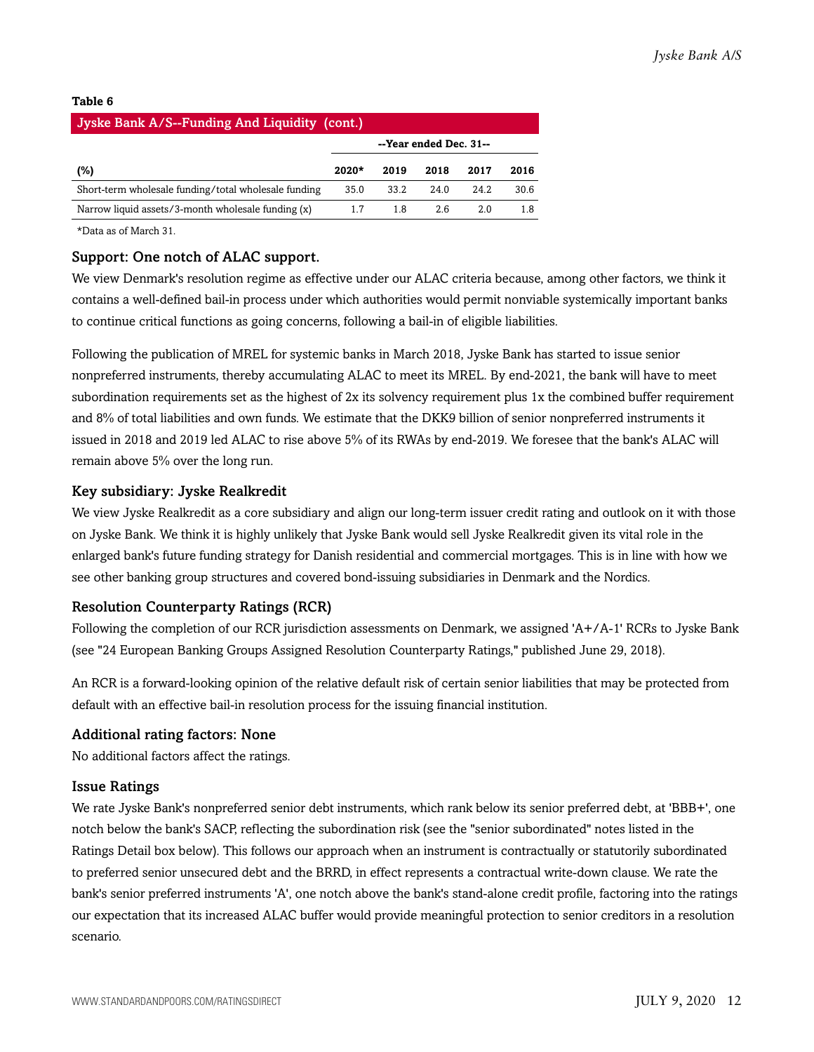**Table 6**

| Jyske Bank A/S--Funding And Liquidity (cont.) | | | | | |
|---|---|---|---|---|---|
| | --Year ended Dec. 31-- | | | | |
| (%) | 2020* | 2019 | 2018 | 2017 | 2016 |
| Short-term wholesale funding/total wholesale funding | 35.0 | 33.2 | 24.0 | 24.2 | 30.6 |
| Narrow liquid assets/3-month wholesale funding (x) | 1.7 | 1.8 | 2.6 | 2.0 | 1.8 |

*Data as of March 31.

### Support: One notch of ALAC support.

We view Denmark's resolution regime as effective under our ALAC criteria because, among other factors, we think it contains a well-defined bail-in process under which authorities would permit nonviable systemically important banks to continue critical functions as going concerns, following a bail-in of eligible liabilities.

Following the publication of MREL for systemic banks in March 2018, Jyske Bank has started to issue senior nonpreferred instruments, thereby accumulating ALAC to meet its MREL. By end-2021, the bank will have to meet subordination requirements set as the highest of 2x its solvency requirement plus 1x the combined buffer requirement and 8% of total liabilities and own funds. We estimate that the DKK9 billion of senior nonpreferred instruments it issued in 2018 and 2019 led ALAC to rise above 5% of its RWAs by end-2019. We foresee that the bank's ALAC will remain above 5% over the long run.

### Key subsidiary: Jyske Realkredit

We view Jyske Realkredit as a core subsidiary and align our long-term issuer credit rating and outlook on it with those on Jyske Bank. We think it is highly unlikely that Jyske Bank would sell Jyske Realkredit given its vital role in the enlarged bank's future funding strategy for Danish residential and commercial mortgages. This is in line with how we see other banking group structures and covered bond-issuing subsidiaries in Denmark and the Nordics.

### Resolution Counterparty Ratings (RCR)

Following the completion of our RCR jurisdiction assessments on Denmark, we assigned 'A+/A-1' RCRs to Jyske Bank (see "24 European Banking Groups Assigned Resolution Counterparty Ratings," published June 29, 2018).

An RCR is a forward-looking opinion of the relative default risk of certain senior liabilities that may be protected from default with an effective bail-in resolution process for the issuing financial institution.

### Additional rating factors: None

No additional factors affect the ratings.

### Issue Ratings

We rate Jyske Bank's nonpreferred senior debt instruments, which rank below its senior preferred debt, at 'BBB+', one notch below the bank's SACP, reflecting the subordination risk (see the "senior subordinated" notes listed in the Ratings Detail box below). This follows our approach when an instrument is contractually or statutorily subordinated to preferred senior unsecured debt and the BRRD, in effect represents a contractual write-down clause. We rate the bank's senior preferred instruments 'A', one notch above the bank's stand-alone credit profile, factoring into the ratings our expectation that its increased ALAC buffer would provide meaningful protection to senior creditors in a resolution scenario.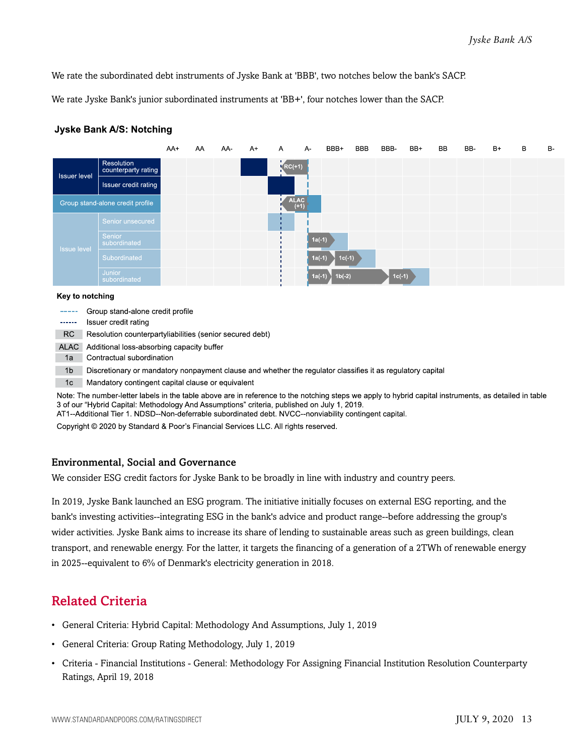We rate the subordinated debt instruments of Jyske Bank at 'BBB', two notches below the bank's SACP.

We rate Jyske Bank's junior subordinated instruments at 'BB+', four notches lower than the SACP.

**Jyske Bank A/S: Notching**

| | | AA+ | AA | AA- | A+ | A | A- | BBB+ | BBB | BBB- | BB+ | BB | BB- | B+ | B | B- |
|---|---|---|---|---|---|---|---|---|---|---|---|---|---|---|---|---|
| Issuer level | Resolution counterparty rating | | | | ■ | RC(+1) | | | | | | | | | | |
| | Issuer credit rating | | | | | ■ | | | | | | | | | | |
| Group stand-alone credit profile | | | | | | ALAC (+1) | ■ | | | | | | | | | |
| Issue level | Senior unsecured | | | | | ■ | | | | | | | | | | |
| | Senior subordinated | | | | | | 1a(-1) | ■ | | | | | | | | |
| | Subordinated | | | | | | 1a(-1) | 1c(-1) | ■ | | | | | | | |
| | Junior subordinated | | | | | | 1a(-1) | 1b(-2) | | 1c(-1) | ■ | | | | | |

**Key to notching**

- ----- Group stand-alone credit profile
- ------ Issuer credit rating
- RC Resolution counterpartyliabilities (senior secured debt)
- ALAC Additional loss-absorbing capacity buffer
- 1a Contractual subordination
- 1b Discretionary or mandatory nonpayment clause and whether the regulator classifies it as regulatory capital
- 1c Mandatory contingent capital clause or equivalent

Note: The number-letter labels in the table above are in reference to the notching steps we apply to hybrid capital instruments, as detailed in table 3 of our "Hybrid Capital: Methodology And Assumptions" criteria, published on July 1, 2019.
AT1--Additional Tier 1. NDSD--Non-deferrable subordinated debt. NVCC--nonviability contingent capital.

Copyright © 2020 by Standard & Poor's Financial Services LLC. All rights reserved.

### Environmental, Social and Governance

We consider ESG credit factors for Jyske Bank to be broadly in line with industry and country peers.

In 2019, Jyske Bank launched an ESG program. The initiative initially focuses on external ESG reporting, and the bank's investing activities--integrating ESG in the bank's advice and product range--before addressing the group's wider activities. Jyske Bank aims to increase its share of lending to sustainable areas such as green buildings, clean transport, and renewable energy. For the latter, it targets the financing of a generation of a 2TWh of renewable energy in 2025--equivalent to 6% of Denmark's electricity generation in 2018.

## Related Criteria

- General Criteria: Hybrid Capital: Methodology And Assumptions, July 1, 2019
- General Criteria: Group Rating Methodology, July 1, 2019
- Criteria - Financial Institutions - General: Methodology For Assigning Financial Institution Resolution Counterparty Ratings, April 19, 2018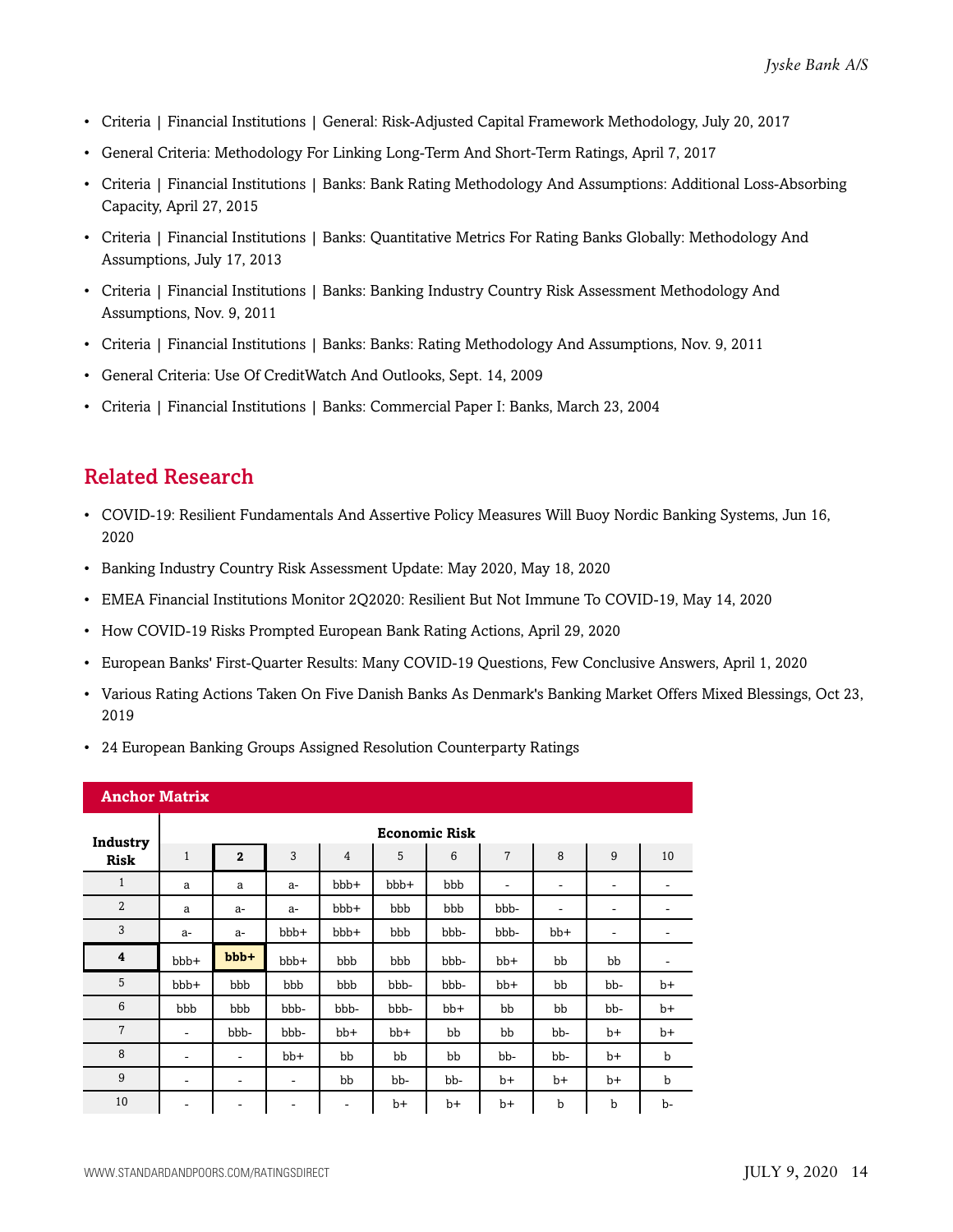- Criteria | Financial Institutions | General: Risk-Adjusted Capital Framework Methodology, July 20, 2017
- General Criteria: Methodology For Linking Long-Term And Short-Term Ratings, April 7, 2017
- Criteria | Financial Institutions | Banks: Bank Rating Methodology And Assumptions: Additional Loss-Absorbing Capacity, April 27, 2015
- Criteria | Financial Institutions | Banks: Quantitative Metrics For Rating Banks Globally: Methodology And Assumptions, July 17, 2013
- Criteria | Financial Institutions | Banks: Banking Industry Country Risk Assessment Methodology And Assumptions, Nov. 9, 2011
- Criteria | Financial Institutions | Banks: Banks: Rating Methodology And Assumptions, Nov. 9, 2011
- General Criteria: Use Of CreditWatch And Outlooks, Sept. 14, 2009
- Criteria | Financial Institutions | Banks: Commercial Paper I: Banks, March 23, 2004

## Related Research

- COVID-19: Resilient Fundamentals And Assertive Policy Measures Will Buoy Nordic Banking Systems, Jun 16, 2020
- Banking Industry Country Risk Assessment Update: May 2020, May 18, 2020
- EMEA Financial Institutions Monitor 2Q2020: Resilient But Not Immune To COVID-19, May 14, 2020
- How COVID-19 Risks Prompted European Bank Rating Actions, April 29, 2020
- European Banks' First-Quarter Results: Many COVID-19 Questions, Few Conclusive Answers, April 1, 2020
- Various Rating Actions Taken On Five Danish Banks As Denmark's Banking Market Offers Mixed Blessings, Oct 23, 2019
- 24 European Banking Groups Assigned Resolution Counterparty Ratings

**Anchor Matrix**

| Industry Risk | Economic Risk | | | | | | | | | |
|---|---|---|---|---|---|---|---|---|---|---|
| | 1 | **2** | 3 | 4 | 5 | 6 | 7 | 8 | 9 | 10 |
| 1 | a | a | a- | bbb+ | bbb+ | bbb | - | - | - | - |
| 2 | a | a- | a- | bbb+ | bbb | bbb | bbb- | - | - | - |
| 3 | a- | a- | bbb+ | bbb+ | bbb | bbb- | bbb- | bb+ | - | - |
| **4** | bbb+ | **bbb+** | bbb+ | bbb | bbb | bbb- | bb+ | bb | bb | - |
| 5 | bbb+ | bbb | bbb | bbb | bbb- | bbb- | bb+ | bb | bb- | b+ |
| 6 | bbb | bbb | bbb- | bbb- | bbb- | bb+ | bb | bb | bb- | b+ |
| 7 | - | bbb- | bbb- | bb+ | bb+ | bb | bb | bb- | b+ | b+ |
| 8 | - | - | bb+ | bb | bb | bb | bb- | bb- | b+ | b |
| 9 | - | - | - | bb | bb- | bb- | b+ | b+ | b+ | b |
| 10 | - | - | - | - | b+ | b+ | b+ | b | b | b- |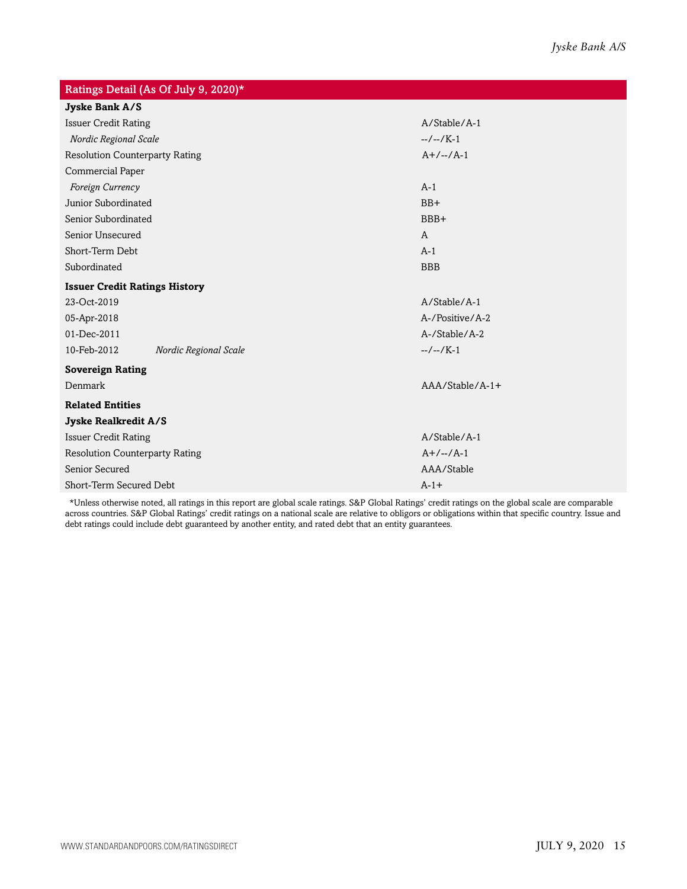| Ratings Detail (As Of July 9, 2020)* | |
|---|---|
| **Jyske Bank A/S** | |
| Issuer Credit Rating | A/Stable/A-1 |
| *Nordic Regional Scale* | --/--/K-1 |
| Resolution Counterparty Rating | A+/--/A-1 |
| Commercial Paper | |
| *Foreign Currency* | A-1 |
| Junior Subordinated | BB+ |
| Senior Subordinated | BBB+ |
| Senior Unsecured | A |
| Short-Term Debt | A-1 |
| Subordinated | BBB |
| **Issuer Credit Ratings History** | |
| 23-Oct-2019 | A/Stable/A-1 |
| 05-Apr-2018 | A-/Positive/A-2 |
| 01-Dec-2011 | A-/Stable/A-2 |
| 10-Feb-2012 *Nordic Regional Scale* | --/--/K-1 |
| **Sovereign Rating** | |
| Denmark | AAA/Stable/A-1+ |
| **Related Entities** | |
| **Jyske Realkredit A/S** | |
| Issuer Credit Rating | A/Stable/A-1 |
| Resolution Counterparty Rating | A+/--/A-1 |
| Senior Secured | AAA/Stable |
| Short-Term Secured Debt | A-1+ |

*Unless otherwise noted, all ratings in this report are global scale ratings. S&P Global Ratings' credit ratings on the global scale are comparable across countries. S&P Global Ratings' credit ratings on a national scale are relative to obligors or obligations within that specific country. Issue and debt ratings could include debt guaranteed by another entity, and rated debt that an entity guarantees.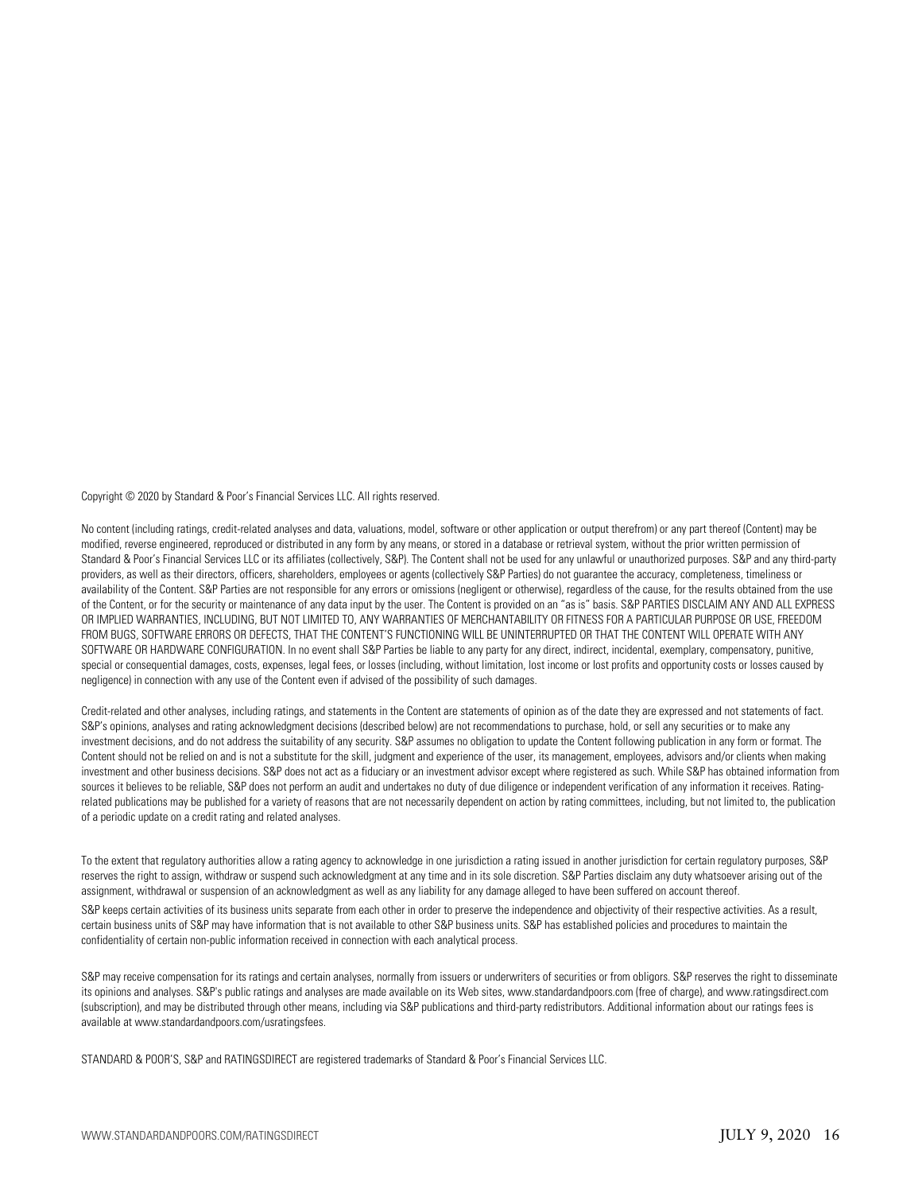Copyright © 2020 by Standard & Poor's Financial Services LLC. All rights reserved.

No content (including ratings, credit-related analyses and data, valuations, model, software or other application or output therefrom) or any part thereof (Content) may be modified, reverse engineered, reproduced or distributed in any form by any means, or stored in a database or retrieval system, without the prior written permission of Standard & Poor's Financial Services LLC or its affiliates (collectively, S&P). The Content shall not be used for any unlawful or unauthorized purposes. S&P and any third-party providers, as well as their directors, officers, shareholders, employees or agents (collectively S&P Parties) do not guarantee the accuracy, completeness, timeliness or availability of the Content. S&P Parties are not responsible for any errors or omissions (negligent or otherwise), regardless of the cause, for the results obtained from the use of the Content, or for the security or maintenance of any data input by the user. The Content is provided on an "as is" basis. S&P PARTIES DISCLAIM ANY AND ALL EXPRESS OR IMPLIED WARRANTIES, INCLUDING, BUT NOT LIMITED TO, ANY WARRANTIES OF MERCHANTABILITY OR FITNESS FOR A PARTICULAR PURPOSE OR USE, FREEDOM FROM BUGS, SOFTWARE ERRORS OR DEFECTS, THAT THE CONTENT'S FUNCTIONING WILL BE UNINTERRUPTED OR THAT THE CONTENT WILL OPERATE WITH ANY SOFTWARE OR HARDWARE CONFIGURATION. In no event shall S&P Parties be liable to any party for any direct, indirect, incidental, exemplary, compensatory, punitive, special or consequential damages, costs, expenses, legal fees, or losses (including, without limitation, lost income or lost profits and opportunity costs or losses caused by negligence) in connection with any use of the Content even if advised of the possibility of such damages.

Credit-related and other analyses, including ratings, and statements in the Content are statements of opinion as of the date they are expressed and not statements of fact. S&P's opinions, analyses and rating acknowledgment decisions (described below) are not recommendations to purchase, hold, or sell any securities or to make any investment decisions, and do not address the suitability of any security. S&P assumes no obligation to update the Content following publication in any form or format. The Content should not be relied on and is not a substitute for the skill, judgment and experience of the user, its management, employees, advisors and/or clients when making investment and other business decisions. S&P does not act as a fiduciary or an investment advisor except where registered as such. While S&P has obtained information from sources it believes to be reliable, S&P does not perform an audit and undertakes no duty of due diligence or independent verification of any information it receives. Rating-related publications may be published for a variety of reasons that are not necessarily dependent on action by rating committees, including, but not limited to, the publication of a periodic update on a credit rating and related analyses.

To the extent that regulatory authorities allow a rating agency to acknowledge in one jurisdiction a rating issued in another jurisdiction for certain regulatory purposes, S&P reserves the right to assign, withdraw or suspend such acknowledgment at any time and in its sole discretion. S&P Parties disclaim any duty whatsoever arising out of the assignment, withdrawal or suspension of an acknowledgment as well as any liability for any damage alleged to have been suffered on account thereof.

S&P keeps certain activities of its business units separate from each other in order to preserve the independence and objectivity of their respective activities. As a result, certain business units of S&P may have information that is not available to other S&P business units. S&P has established policies and procedures to maintain the confidentiality of certain non-public information received in connection with each analytical process.

S&P may receive compensation for its ratings and certain analyses, normally from issuers or underwriters of securities or from obligors. S&P reserves the right to disseminate its opinions and analyses. S&P's public ratings and analyses are made available on its Web sites, www.standardandpoors.com (free of charge), and www.ratingsdirect.com (subscription), and may be distributed through other means, including via S&P publications and third-party redistributors. Additional information about our ratings fees is available at www.standardandpoors.com/usratingsfees.

STANDARD & POOR'S, S&P and RATINGSDIRECT are registered trademarks of Standard & Poor's Financial Services LLC.